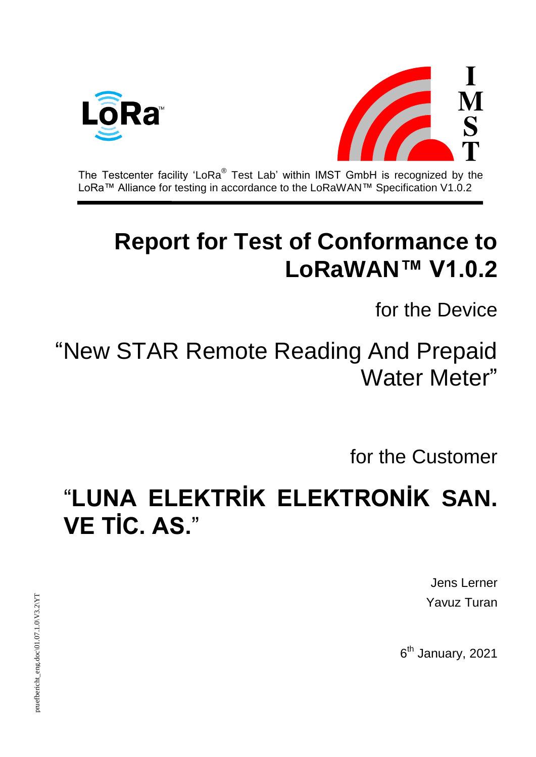The Testcenter facility 'LoRa® Test Lab' within IMST GmbH is recognized by the LoRa™ Alliance for testing in accordance to the LoRaWAN™ Specification V1.0.2

# Report for Test of Conformance to LoRaWAN™ V1.0.2

for the Device

"New STAR Remote Reading And Prepaid Water Meter"

for the Customer

**"LUNA ELEKTRİK ELEKTRONİK SAN. VE TİC. AS."**

Jens Lerner
Yavuz Turan

6th January, 2021

pruefbericht_eng.doc\01.07.1.0\V3.2\YT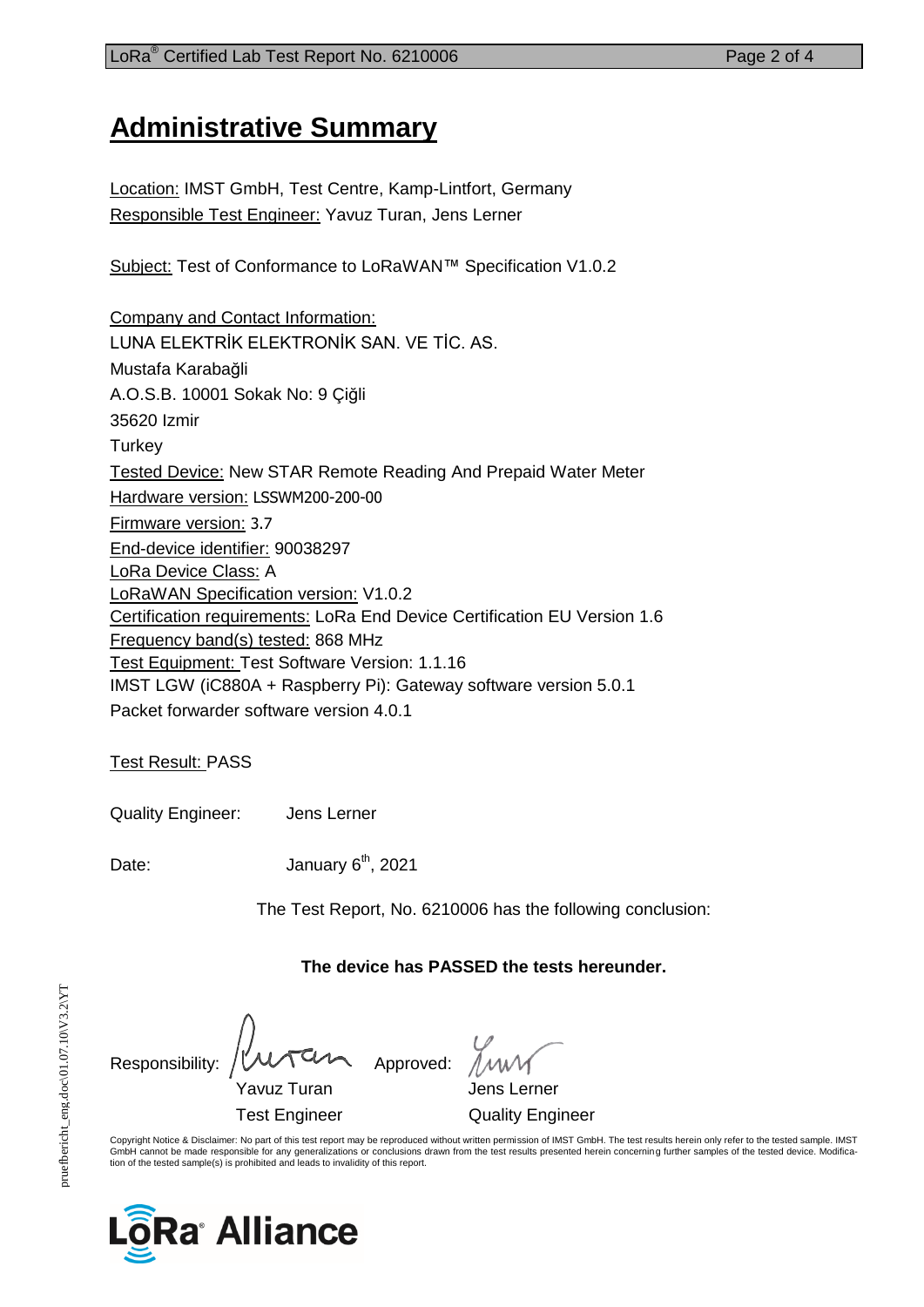# Administrative Summary

Location: IMST GmbH, Test Centre, Kamp-Lintfort, Germany
Responsible Test Engineer: Yavuz Turan, Jens Lerner

Subject: Test of Conformance to LoRaWAN™ Specification V1.0.2

Company and Contact Information:
LUNA ELEKTRİK ELEKTRONİK SAN. VE TİC. AS.
Mustafa Karabağli
A.O.S.B. 10001 Sokak No: 9 Çiğli
35620 Izmir
Turkey
Tested Device: New STAR Remote Reading And Prepaid Water Meter
Hardware version: LSSWM200-200-00
Firmware version: 3.7
End-device identifier: 90038297
LoRa Device Class: A
LoRaWAN Specification version: V1.0.2
Certification requirements: LoRa End Device Certification EU Version 1.6
Frequency band(s) tested: 868 MHz
Test Equipment: Test Software Version: 1.1.16
IMST LGW (iC880A + Raspberry Pi): Gateway software version 5.0.1
Packet forwarder software version 4.0.1

Test Result: PASS

Quality Engineer: Jens Lerner

Date: January 6th, 2021

The Test Report, No. 6210006 has the following conclusion:

**The device has PASSED the tests hereunder.**

Responsibility: Yavuz Turan, Test Engineer

Approved: Jens Lerner, Quality Engineer

Copyright Notice & Disclaimer: No part of this test report may be reproduced without written permission of IMST GmbH. The test results herein only refer to the tested sample. IMST GmbH cannot be made responsible for any generalizations or conclusions drawn from the test results presented herein concerning further samples of the tested device. Modification of the tested sample(s) is prohibited and leads to invalidity of this report.

pruefbericht_eng.doc\01.07.10\V3.2\YT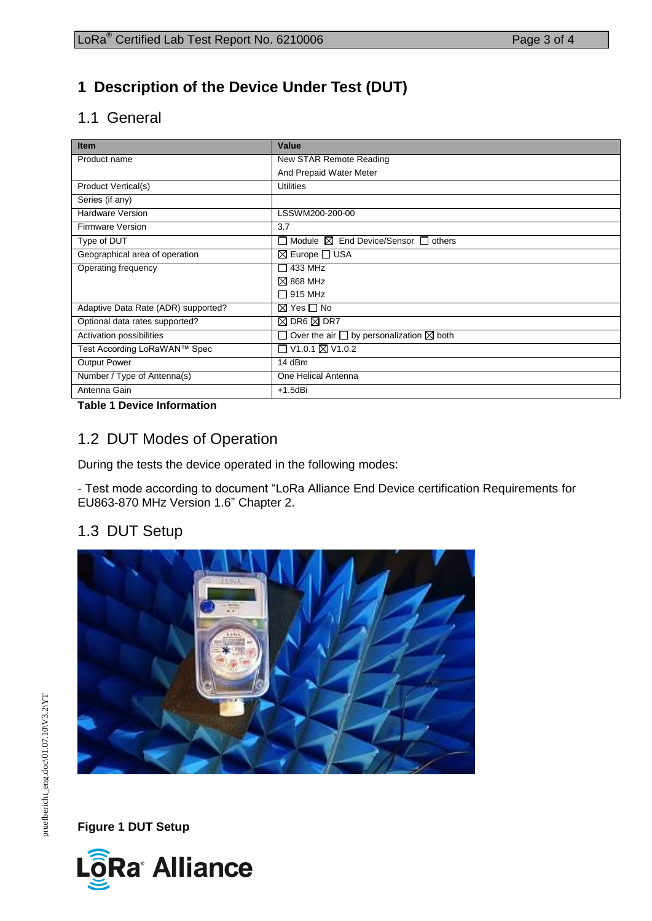# 1 Description of the Device Under Test (DUT)

## 1.1 General

| Item | Value |
|---|---|
| Product name | New STAR Remote Reading And Prepaid Water Meter |
| Product Vertical(s) | Utilities |
| Series (if any) | |
| Hardware Version | LSSWM200-200-00 |
| Firmware Version | 3.7 |
| Type of DUT | ☐ Module ☒ End Device/Sensor ☐ others |
| Geographical area of operation | ☒ Europe ☐ USA |
| Operating frequency | ☐ 433 MHz<br>☒ 868 MHz<br>☐ 915 MHz |
| Adaptive Data Rate (ADR) supported? | ☒ Yes ☐ No |
| Optional data rates supported? | ☒ DR6 ☒ DR7 |
| Activation possibilities | ☐ Over the air ☐ by personalization ☒ both |
| Test According LoRaWAN™ Spec | ☐ V1.0.1 ☒ V1.0.2 |
| Output Power | 14 dBm |
| Number / Type of Antenna(s) | One Helical Antenna |
| Antenna Gain | +1.5dBi |

**Table 1 Device Information**

## 1.2 DUT Modes of Operation

During the tests the device operated in the following modes:

- Test mode according to document "LoRa Alliance End Device certification Requirements for EU863-870 MHz Version 1.6" Chapter 2.

## 1.3 DUT Setup

**Figure 1 DUT Setup**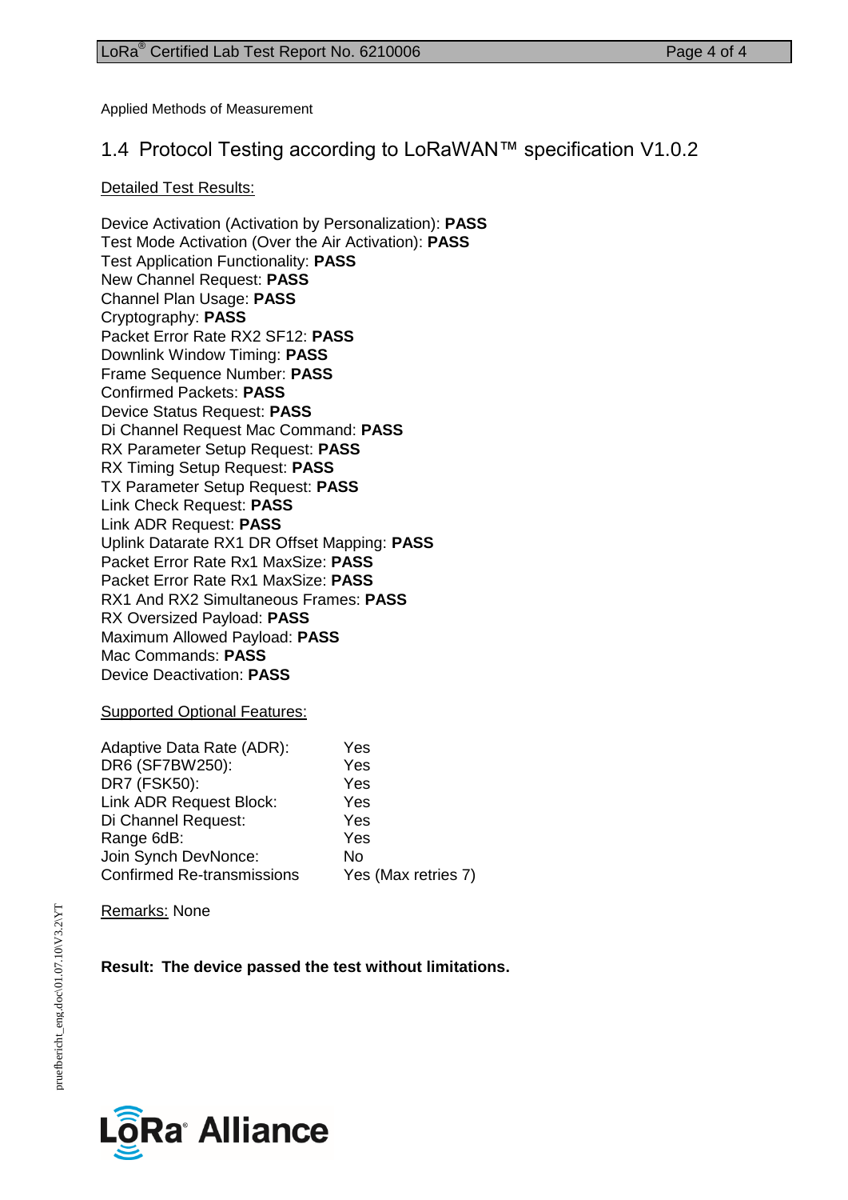Applied Methods of Measurement

## 1.4 Protocol Testing according to LoRaWAN™ specification V1.0.2

Detailed Test Results:

Device Activation (Activation by Personalization): **PASS**
Test Mode Activation (Over the Air Activation): **PASS**
Test Application Functionality: **PASS**
New Channel Request: **PASS**
Channel Plan Usage: **PASS**
Cryptography: **PASS**
Packet Error Rate RX2 SF12: **PASS**
Downlink Window Timing: **PASS**
Frame Sequence Number: **PASS**
Confirmed Packets: **PASS**
Device Status Request: **PASS**
Di Channel Request Mac Command: **PASS**
RX Parameter Setup Request: **PASS**
RX Timing Setup Request: **PASS**
TX Parameter Setup Request: **PASS**
Link Check Request: **PASS**
Link ADR Request: **PASS**
Uplink Datarate RX1 DR Offset Mapping: **PASS**
Packet Error Rate Rx1 MaxSize: **PASS**
Packet Error Rate Rx1 MaxSize: **PASS**
RX1 And RX2 Simultaneous Frames: **PASS**
RX Oversized Payload: **PASS**
Maximum Allowed Payload: **PASS**
Mac Commands: **PASS**
Device Deactivation: **PASS**

Supported Optional Features:

| | |
|---|---|
| Adaptive Data Rate (ADR): | Yes |
| DR6 (SF7BW250): | Yes |
| DR7 (FSK50): | Yes |
| Link ADR Request Block: | Yes |
| Di Channel Request: | Yes |
| Range 6dB: | Yes |
| Join Synch DevNonce: | No |
| Confirmed Re-transmissions | Yes (Max retries 7) |

Remarks: None

**Result: The device passed the test without limitations.**